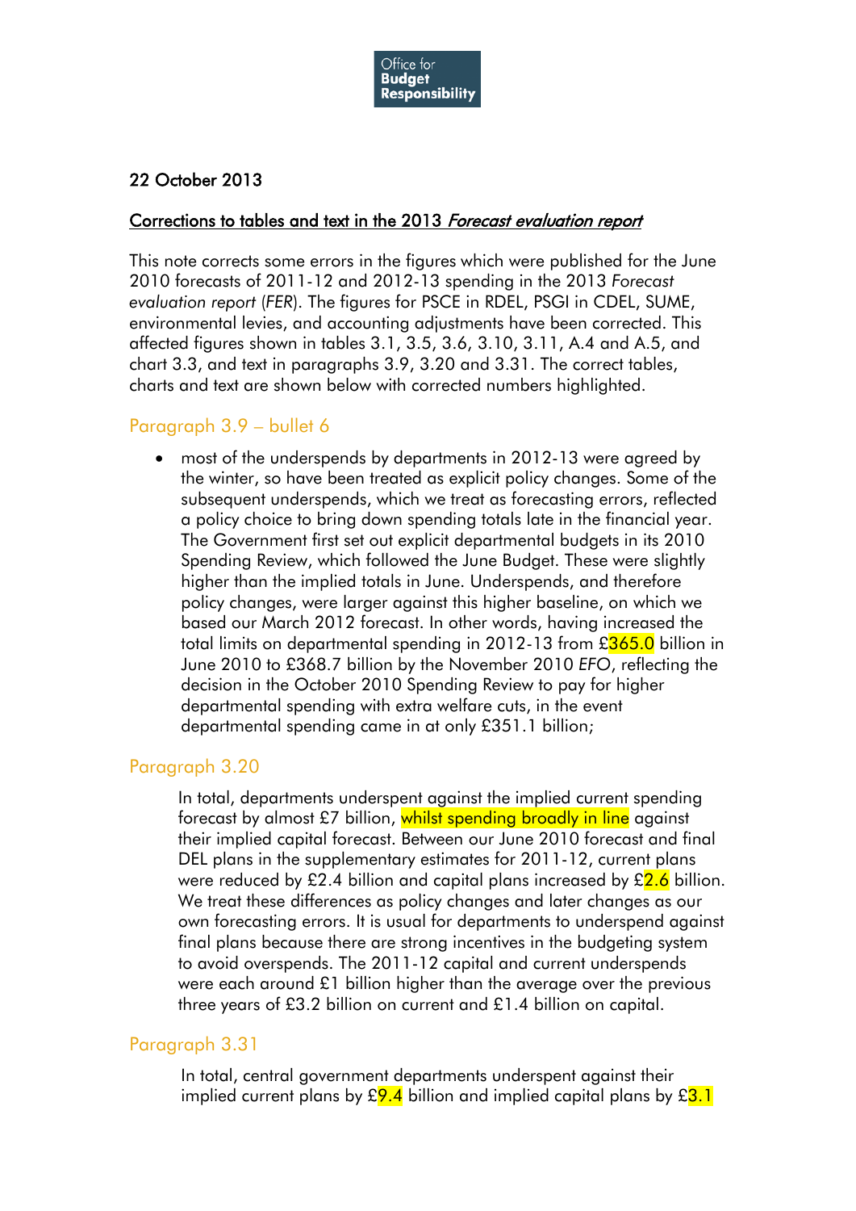22 October 2013

Corrections to tables and text in the 2013 *Forecast evaluation report*

This note corrects some errors in the figures which were published for the June 2010 forecasts of 2011-12 and 2012-13 spending in the 2013 *Forecast evaluation report* (*FER*). The figures for PSCE in RDEL, PSGI in CDEL, SUME, environmental levies, and accounting adjustments have been corrected. This affected figures shown in tables 3.1, 3.5, 3.6, 3.10, 3.11, A.4 and A.5, and chart 3.3, and text in paragraphs 3.9, 3.20 and 3.31. The correct tables, charts and text are shown below with corrected numbers highlighted.

## Paragraph 3.9 – bullet 6

- most of the underspends by departments in 2012-13 were agreed by the winter, so have been treated as explicit policy changes. Some of the subsequent underspends, which we treat as forecasting errors, reflected a policy choice to bring down spending totals late in the financial year. The Government first set out explicit departmental budgets in its 2010 Spending Review, which followed the June Budget. These were slightly higher than the implied totals in June. Underspends, and therefore policy changes, were larger against this higher baseline, on which we based our March 2012 forecast. In other words, having increased the total limits on departmental spending in 2012-13 from £365.0 billion in June 2010 to £368.7 billion by the November 2010 *EFO*, reflecting the decision in the October 2010 Spending Review to pay for higher departmental spending with extra welfare cuts, in the event departmental spending came in at only £351.1 billion;

## Paragraph 3.20

In total, departments underspent against the implied current spending forecast by almost £7 billion, whilst spending broadly in line against their implied capital forecast. Between our June 2010 forecast and final DEL plans in the supplementary estimates for 2011-12, current plans were reduced by £2.4 billion and capital plans increased by £2.6 billion. We treat these differences as policy changes and later changes as our own forecasting errors. It is usual for departments to underspend against final plans because there are strong incentives in the budgeting system to avoid overspends. The 2011-12 capital and current underspends were each around £1 billion higher than the average over the previous three years of £3.2 billion on current and £1.4 billion on capital.

## Paragraph 3.31

In total, central government departments underspent against their implied current plans by £9.4 billion and implied capital plans by £3.1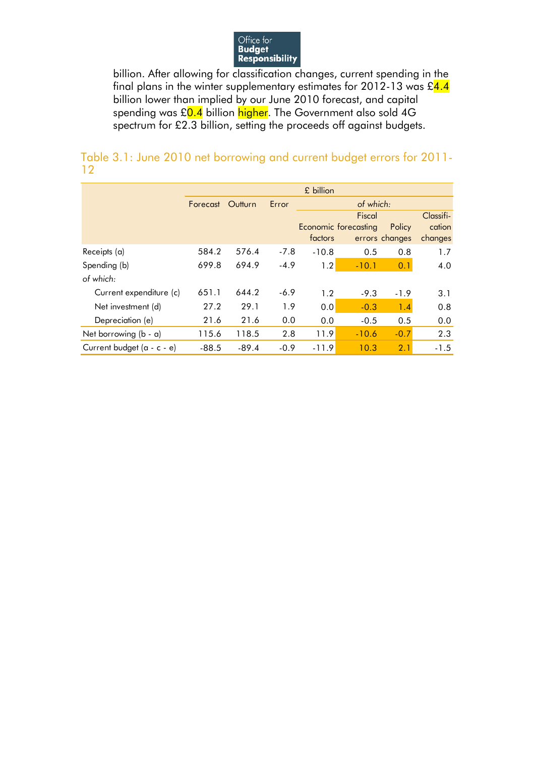billion. After allowing for classification changes, current spending in the final plans in the winter supplementary estimates for 2012-13 was £4.4 billion lower than implied by our June 2010 forecast, and capital spending was £0.4 billion higher. The Government also sold 4G spectrum for £2.3 billion, setting the proceeds off against budgets.

### Table 3.1: June 2010 net borrowing and current budget errors for 2011-12

| | £ billion | | | | | | |
|---|---|---|---|---|---|---|---|
| | Forecast | Outturn | Error | *of which:* | | | |
| | | | | Economic factors | Fiscal forecasting errors | Policy changes | Classification changes |
| Receipts (a) | 584.2 | 576.4 | -7.8 | -10.8 | 0.5 | 0.8 | 1.7 |
| Spending (b) | 699.8 | 694.9 | -4.9 | 1.2 | -10.1 | 0.1 | 4.0 |
| *of which:* | | | | | | | |
| Current expenditure (c) | 651.1 | 644.2 | -6.9 | 1.2 | -9.3 | -1.9 | 3.1 |
| Net investment (d) | 27.2 | 29.1 | 1.9 | 0.0 | -0.3 | 1.4 | 0.8 |
| Depreciation (e) | 21.6 | 21.6 | 0.0 | 0.0 | -0.5 | 0.5 | 0.0 |
| Net borrowing (b - a) | 115.6 | 118.5 | 2.8 | 11.9 | -10.6 | -0.7 | 2.3 |
| Current budget (a - c - e) | -88.5 | -89.4 | -0.9 | -11.9 | 10.3 | 2.1 | -1.5 |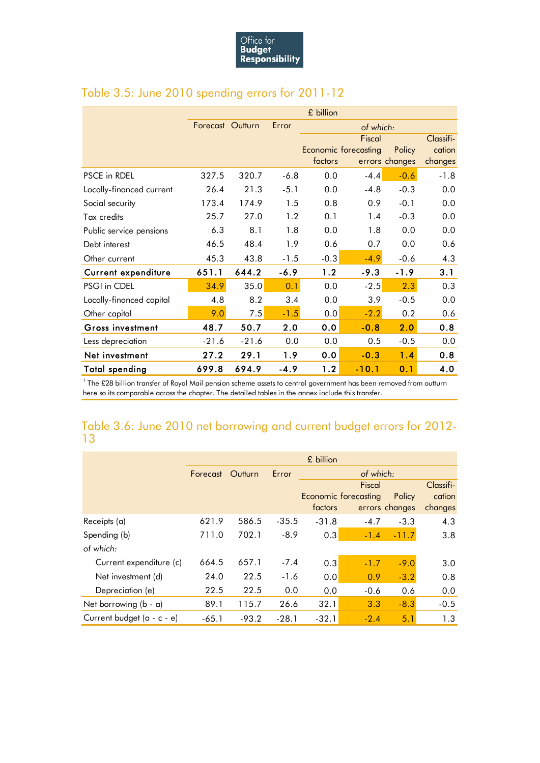## Table 3.5: June 2010 spending errors for 2011-12

| | £ billion | | | | | | |
|---|---|---|---|---|---|---|---|
| | Forecast | Outturn | Error | *of which:* | | | |
| | | | | Economic factors | Fiscal forecasting errors | Policy changes | Classification changes |
| PSCE in RDEL | 327.5 | 320.7 | -6.8 | 0.0 | -4.4 | -0.6 | -1.8 |
| Locally-financed current | 26.4 | 21.3 | -5.1 | 0.0 | -4.8 | -0.3 | 0.0 |
| Social security | 173.4 | 174.9 | 1.5 | 0.8 | 0.9 | -0.1 | 0.0 |
| Tax credits | 25.7 | 27.0 | 1.2 | 0.1 | 1.4 | -0.3 | 0.0 |
| Public service pensions | 6.3 | 8.1 | 1.8 | 0.0 | 1.8 | 0.0 | 0.0 |
| Debt interest | 46.5 | 48.4 | 1.9 | 0.6 | 0.7 | 0.0 | 0.6 |
| Other current | 45.3 | 43.8 | -1.5 | -0.3 | -4.9 | -0.6 | 4.3 |
| **Current expenditure** | **651.1** | **644.2** | **-6.9** | **1.2** | **-9.3** | **-1.9** | **3.1** |
| PSGI in CDEL | 34.9 | 35.0 | 0.1 | 0.0 | -2.5 | 2.3 | 0.3 |
| Locally-financed capital | 4.8 | 8.2 | 3.4 | 0.0 | 3.9 | -0.5 | 0.0 |
| Other capital | 9.0 | 7.5 | -1.5 | 0.0 | -2.2 | 0.2 | 0.6 |
| **Gross investment** | **48.7** | **50.7** | **2.0** | **0.0** | **-0.8** | **2.0** | **0.8** |
| Less depreciation | -21.6 | -21.6 | 0.0 | 0.0 | 0.5 | -0.5 | 0.0 |
| **Net investment** | **27.2** | **29.1** | **1.9** | **0.0** | **-0.3** | **1.4** | **0.8** |
| **Total spending** | **699.8** | **694.9** | **-4.9** | **1.2** | **-10.1** | **0.1** | **4.0** |

[1] The £28 billion transfer of Royal Mail pension scheme assets to central government has been removed from outturn here so its comparable across the chapter. The detailed tables in the annex include this transfer.

## Table 3.6: June 2010 net borrowing and current budget errors for 2012-13

| | £ billion | | | | | | |
|---|---|---|---|---|---|---|---|
| | Forecast | Outturn | Error | *of which:* | | | |
| | | | | Economic factors | Fiscal forecasting errors | Policy changes | Classification changes |
| Receipts (a) | 621.9 | 586.5 | -35.5 | -31.8 | -4.7 | -3.3 | 4.3 |
| Spending (b) | 711.0 | 702.1 | -8.9 | 0.3 | -1.4 | -11.7 | 3.8 |
| *of which:* | | | | | | | |
| Current expenditure (c) | 664.5 | 657.1 | -7.4 | 0.3 | -1.7 | -9.0 | 3.0 |
| Net investment (d) | 24.0 | 22.5 | -1.6 | 0.0 | 0.9 | -3.2 | 0.8 |
| Depreciation (e) | 22.5 | 22.5 | 0.0 | 0.0 | -0.6 | 0.6 | 0.0 |
| Net borrowing (b - a) | 89.1 | 115.7 | 26.6 | 32.1 | 3.3 | -8.3 | -0.5 |
| Current budget (a - c - e) | -65.1 | -93.2 | -28.1 | -32.1 | -2.4 | 5.1 | 1.3 |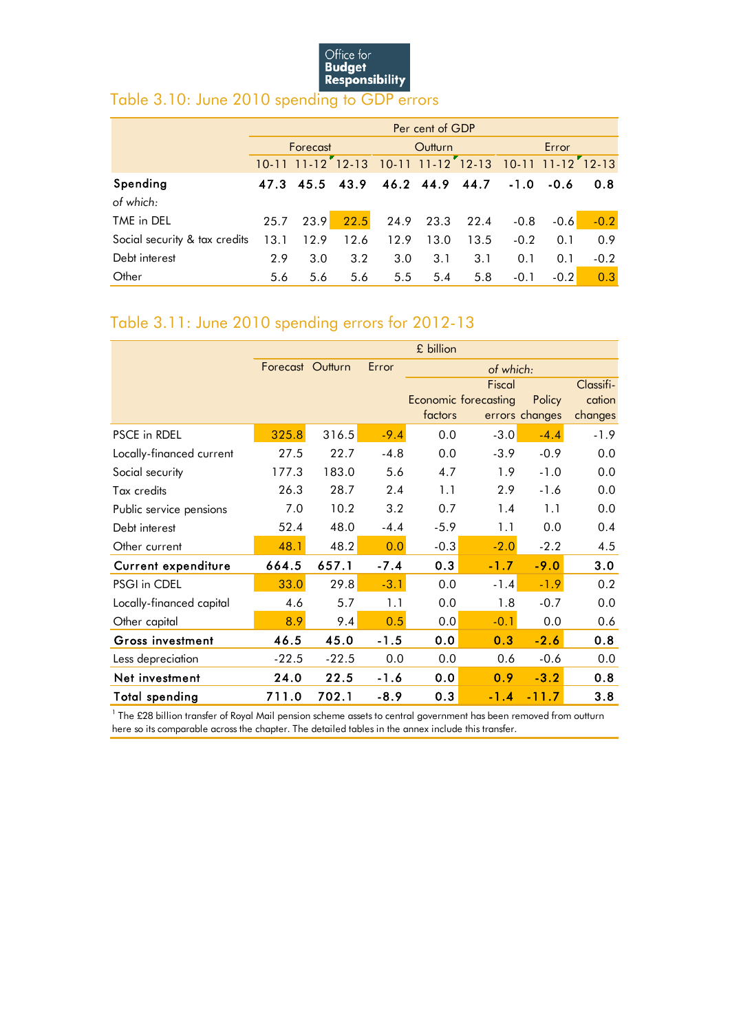## Table 3.10: June 2010 spending to GDP errors

| | Per cent of GDP | | | | | | | | |
|---|---|---|---|---|---|---|---|---|---|
| | Forecast | | | Outturn | | | Error | | |
| | 10-11 | 11-12 | 12-13 | 10-11 | 11-12 | 12-13 | 10-11 | 11-12 | 12-13 |
| **Spending** | **47.3** | **45.5** | **43.9** | **46.2** | **44.9** | **44.7** | **-1.0** | **-0.6** | **0.8** |
| *of which:* | | | | | | | | | |
| TME in DEL | 25.7 | 23.9 | 22.5 | 24.9 | 23.3 | 22.4 | -0.8 | -0.6 | -0.2 |
| Social security & tax credits | 13.1 | 12.9 | 12.6 | 12.9 | 13.0 | 13.5 | -0.2 | 0.1 | 0.9 |
| Debt interest | 2.9 | 3.0 | 3.2 | 3.0 | 3.1 | 3.1 | 0.1 | 0.1 | -0.2 |
| Other | 5.6 | 5.6 | 5.6 | 5.5 | 5.4 | 5.8 | -0.1 | -0.2 | 0.3 |

## Table 3.11: June 2010 spending errors for 2012-13

| | £ billion | | | | | | |
|---|---|---|---|---|---|---|---|
| | Forecast | Outturn | Error | *of which:* | | | |
| | | | | Economic factors | Fiscal forecasting errors | Policy changes | Classification changes |
| PSCE in RDEL | 325.8 | 316.5 | -9.4 | 0.0 | -3.0 | -4.4 | -1.9 |
| Locally-financed current | 27.5 | 22.7 | -4.8 | 0.0 | -3.9 | -0.9 | 0.0 |
| Social security | 177.3 | 183.0 | 5.6 | 4.7 | 1.9 | -1.0 | 0.0 |
| Tax credits | 26.3 | 28.7 | 2.4 | 1.1 | 2.9 | -1.6 | 0.0 |
| Public service pensions | 7.0 | 10.2 | 3.2 | 0.7 | 1.4 | 1.1 | 0.0 |
| Debt interest | 52.4 | 48.0 | -4.4 | -5.9 | 1.1 | 0.0 | 0.4 |
| Other current | 48.1 | 48.2 | 0.0 | -0.3 | -2.0 | -2.2 | 4.5 |
| **Current expenditure** | **664.5** | **657.1** | **-7.4** | **0.3** | **-1.7** | **-9.0** | **3.0** |
| PSGI in CDEL | 33.0 | 29.8 | -3.1 | 0.0 | -1.4 | -1.9 | 0.2 |
| Locally-financed capital | 4.6 | 5.7 | 1.1 | 0.0 | 1.8 | -0.7 | 0.0 |
| Other capital | 8.9 | 9.4 | 0.5 | 0.0 | -0.1 | 0.0 | 0.6 |
| **Gross investment** | **46.5** | **45.0** | **-1.5** | **0.0** | **0.3** | **-2.6** | **0.8** |
| Less depreciation | -22.5 | -22.5 | 0.0 | 0.0 | 0.6 | -0.6 | 0.0 |
| **Net investment** | **24.0** | **22.5** | **-1.6** | **0.0** | **0.9** | **-3.2** | **0.8** |
| **Total spending** | **711.0** | **702.1** | **-8.9** | **0.3** | **-1.4** | **-11.7** | **3.8** |

[1] The £28 billion transfer of Royal Mail pension scheme assets to central government has been removed from outturn here so its comparable across the chapter. The detailed tables in the annex include this transfer.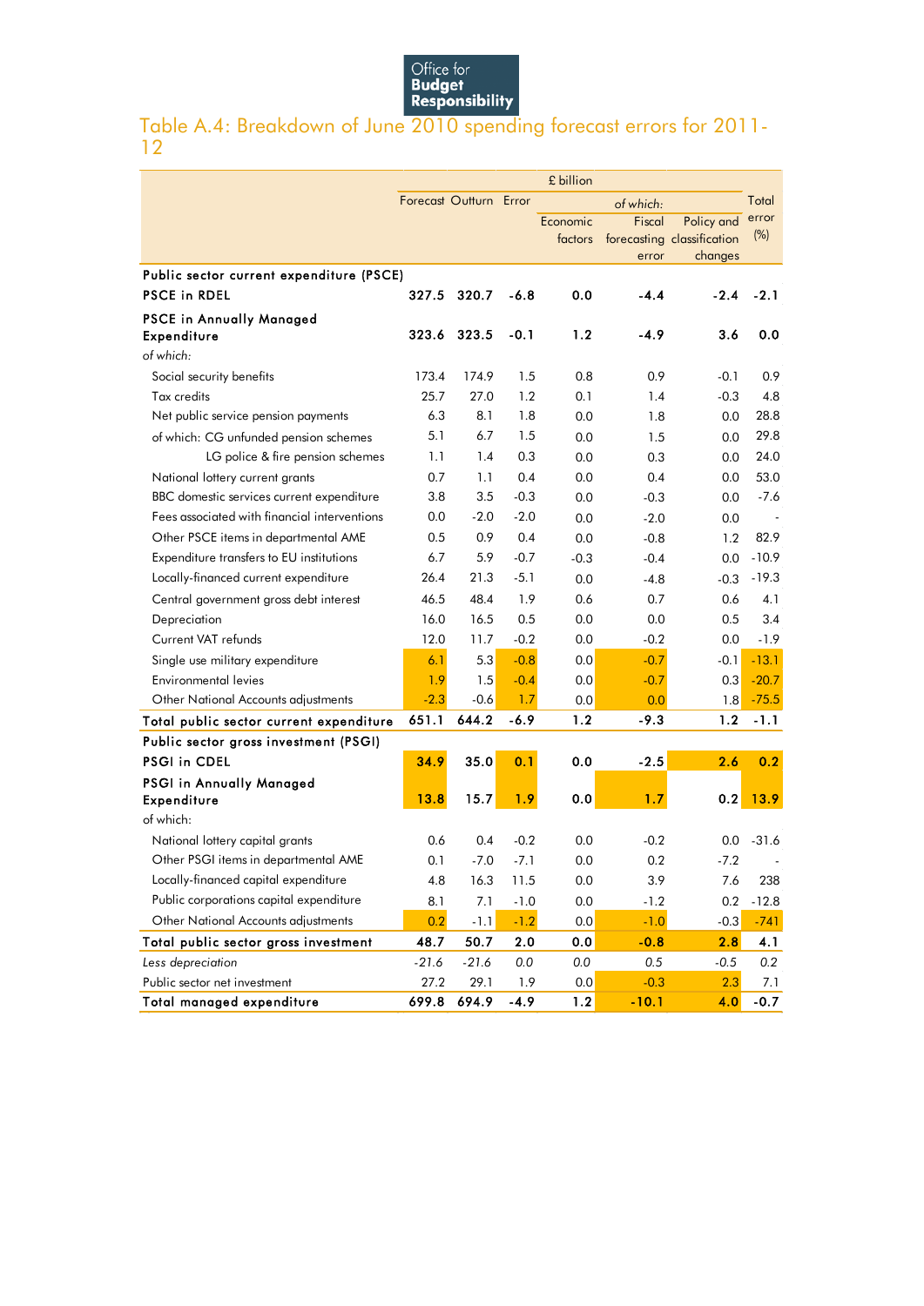Office for Budget Responsibility

## Table A.4: Breakdown of June 2010 spending forecast errors for 2011-12

| | £ billion | | | | | | |
|---|---|---|---|---|---|---|---|
| | Forecast | Outturn | Error | *of which:* | | | Total error (%) |
| | | | | Economic factors | Fiscal forecasting error | Policy and classification changes | |
| **Public sector current expenditure (PSCE)** | | | | | | | |
| **PSCE in RDEL** | **327.5** | **320.7** | **-6.8** | **0.0** | **-4.4** | **-2.4** | **-2.1** |
| **PSCE in Annually Managed Expenditure** | **323.6** | **323.5** | **-0.1** | **1.2** | **-4.9** | **3.6** | **0.0** |
| *of which:* | | | | | | | |
| Social security benefits | 173.4 | 174.9 | 1.5 | 0.8 | 0.9 | -0.1 | 0.9 |
| Tax credits | 25.7 | 27.0 | 1.2 | 0.1 | 1.4 | -0.3 | 4.8 |
| Net public service pension payments | 6.3 | 8.1 | 1.8 | 0.0 | 1.8 | 0.0 | 28.8 |
| of which: CG unfunded pension schemes | 5.1 | 6.7 | 1.5 | 0.0 | 1.5 | 0.0 | 29.8 |
| LG police & fire pension schemes | 1.1 | 1.4 | 0.3 | 0.0 | 0.3 | 0.0 | 24.0 |
| National lottery current grants | 0.7 | 1.1 | 0.4 | 0.0 | 0.4 | 0.0 | 53.0 |
| BBC domestic services current expenditure | 3.8 | 3.5 | -0.3 | 0.0 | -0.3 | 0.0 | -7.6 |
| Fees associated with financial interventions | 0.0 | -2.0 | -2.0 | 0.0 | -2.0 | 0.0 | - |
| Other PSCE items in departmental AME | 0.5 | 0.9 | 0.4 | 0.0 | -0.8 | 1.2 | 82.9 |
| Expenditure transfers to EU institutions | 6.7 | 5.9 | -0.7 | -0.3 | -0.4 | 0.0 | -10.9 |
| Locally-financed current expenditure | 26.4 | 21.3 | -5.1 | 0.0 | -4.8 | -0.3 | -19.3 |
| Central government gross debt interest | 46.5 | 48.4 | 1.9 | 0.6 | 0.7 | 0.6 | 4.1 |
| Depreciation | 16.0 | 16.5 | 0.5 | 0.0 | 0.0 | 0.5 | 3.4 |
| Current VAT refunds | 12.0 | 11.7 | -0.2 | 0.0 | -0.2 | 0.0 | -1.9 |
| Single use military expenditure | 6.1 | 5.3 | -0.8 | 0.0 | -0.7 | -0.1 | -13.1 |
| Environmental levies | 1.9 | 1.5 | -0.4 | 0.0 | -0.7 | 0.3 | -20.7 |
| Other National Accounts adjustments | -2.3 | -0.6 | 1.7 | 0.0 | 0.0 | 1.8 | -75.5 |
| **Total public sector current expenditure** | **651.1** | **644.2** | **-6.9** | **1.2** | **-9.3** | **1.2** | **-1.1** |
| **Public sector gross investment (PSGI)** | | | | | | | |
| **PSGI in CDEL** | **34.9** | **35.0** | **0.1** | **0.0** | **-2.5** | **2.6** | **0.2** |
| **PSGI in Annually Managed Expenditure** | **13.8** | **15.7** | **1.9** | **0.0** | **1.7** | **0.2** | **13.9** |
| *of which:* | | | | | | | |
| National lottery capital grants | 0.6 | 0.4 | -0.2 | 0.0 | -0.2 | 0.0 | -31.6 |
| Other PSGI items in departmental AME | 0.1 | -7.0 | -7.1 | 0.0 | 0.2 | -7.2 | - |
| Locally-financed capital expenditure | 4.8 | 16.3 | 11.5 | 0.0 | 3.9 | 7.6 | 238 |
| Public corporations capital expenditure | 8.1 | 7.1 | -1.0 | 0.0 | -1.2 | 0.2 | -12.8 |
| Other National Accounts adjustments | 0.2 | -1.1 | -1.2 | 0.0 | -1.0 | -0.3 | -741 |
| **Total public sector gross investment** | **48.7** | **50.7** | **2.0** | **0.0** | **-0.8** | **2.8** | **4.1** |
| *Less depreciation* | *-21.6* | *-21.6* | *0.0* | *0.0* | *0.5* | *-0.5* | *0.2* |
| Public sector net investment | 27.2 | 29.1 | 1.9 | 0.0 | -0.3 | 2.3 | 7.1 |
| **Total managed expenditure** | **699.8** | **694.9** | **-4.9** | **1.2** | **-10.1** | **4.0** | **-0.7** |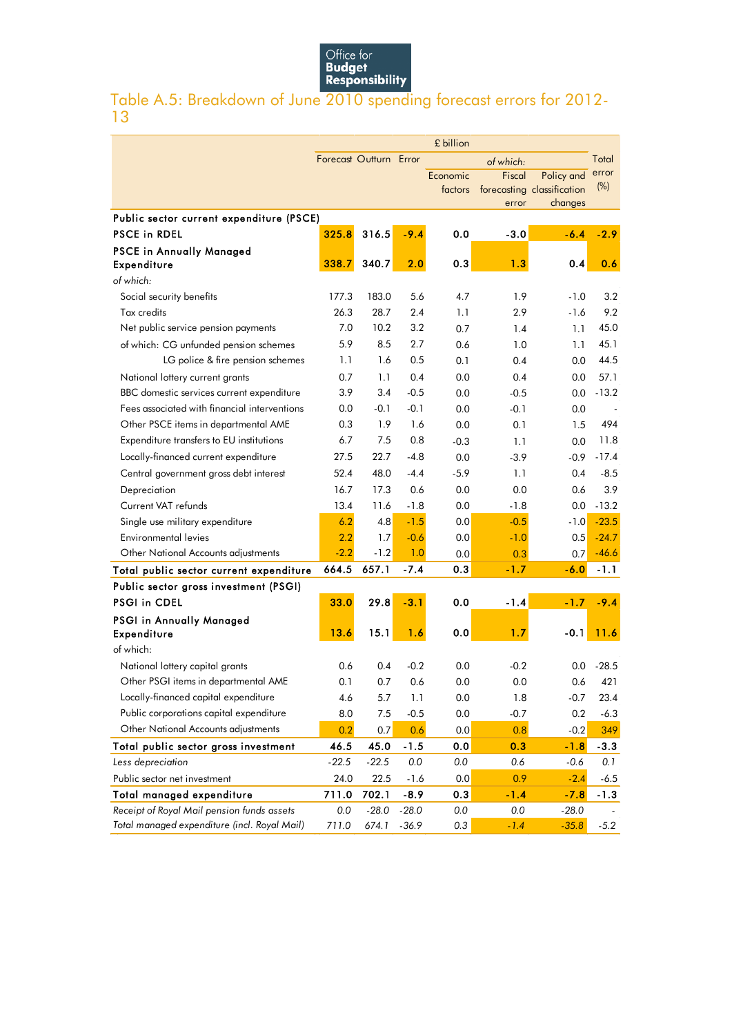# Table A.5: Breakdown of June 2010 spending forecast errors for 2012-13

| | £ billion | | | | | | |
|---|---|---|---|---|---|---|---|
| | Forecast | Outturn | Error | *of which:* | | | Total error (%) |
| | | | | Economic factors | Fiscal forecasting error | Policy and classification changes | |
| **Public sector current expenditure (PSCE)** | | | | | | | |
| **PSCE in RDEL** | **325.8** | **316.5** | **-9.4** | **0.0** | **-3.0** | **-6.4** | **-2.9** |
| **PSCE in Annually Managed Expenditure** | **338.7** | **340.7** | **2.0** | **0.3** | **1.3** | **0.4** | **0.6** |
| *of which:* | | | | | | | |
| Social security benefits | 177.3 | 183.0 | 5.6 | 4.7 | 1.9 | -1.0 | 3.2 |
| Tax credits | 26.3 | 28.7 | 2.4 | 1.1 | 2.9 | -1.6 | 9.2 |
| Net public service pension payments | 7.0 | 10.2 | 3.2 | 0.7 | 1.4 | 1.1 | 45.0 |
| of which: CG unfunded pension schemes | 5.9 | 8.5 | 2.7 | 0.6 | 1.0 | 1.1 | 45.1 |
| LG police & fire pension schemes | 1.1 | 1.6 | 0.5 | 0.1 | 0.4 | 0.0 | 44.5 |
| National lottery current grants | 0.7 | 1.1 | 0.4 | 0.0 | 0.4 | 0.0 | 57.1 |
| BBC domestic services current expenditure | 3.9 | 3.4 | -0.5 | 0.0 | -0.5 | 0.0 | -13.2 |
| Fees associated with financial interventions | 0.0 | -0.1 | -0.1 | 0.0 | -0.1 | 0.0 | - |
| Other PSCE items in departmental AME | 0.3 | 1.9 | 1.6 | 0.0 | 0.1 | 1.5 | 494 |
| Expenditure transfers to EU institutions | 6.7 | 7.5 | 0.8 | -0.3 | 1.1 | 0.0 | 11.8 |
| Locally-financed current expenditure | 27.5 | 22.7 | -4.8 | 0.0 | -3.9 | -0.9 | -17.4 |
| Central government gross debt interest | 52.4 | 48.0 | -4.4 | -5.9 | 1.1 | 0.4 | -8.5 |
| Depreciation | 16.7 | 17.3 | 0.6 | 0.0 | 0.0 | 0.6 | 3.9 |
| Current VAT refunds | 13.4 | 11.6 | -1.8 | 0.0 | -1.8 | 0.0 | -13.2 |
| Single use military expenditure | 6.2 | 4.8 | -1.5 | 0.0 | -0.5 | -1.0 | -23.5 |
| Environmental levies | 2.2 | 1.7 | -0.6 | 0.0 | -1.0 | 0.5 | -24.7 |
| Other National Accounts adjustments | -2.2 | -1.2 | 1.0 | 0.0 | 0.3 | 0.7 | -46.6 |
| **Total public sector current expenditure** | **664.5** | **657.1** | **-7.4** | **0.3** | **-1.7** | **-6.0** | **-1.1** |
| **Public sector gross investment (PSGI)** | | | | | | | |
| **PSGI in CDEL** | **33.0** | **29.8** | **-3.1** | **0.0** | **-1.4** | **-1.7** | **-9.4** |
| **PSGI in Annually Managed Expenditure** | **13.6** | **15.1** | **1.6** | **0.0** | **1.7** | **-0.1** | **11.6** |
| *of which:* | | | | | | | |
| National lottery capital grants | 0.6 | 0.4 | -0.2 | 0.0 | -0.2 | 0.0 | -28.5 |
| Other PSGI items in departmental AME | 0.1 | 0.7 | 0.6 | 0.0 | 0.0 | 0.6 | 421 |
| Locally-financed capital expenditure | 4.6 | 5.7 | 1.1 | 0.0 | 1.8 | -0.7 | 23.4 |
| Public corporations capital expenditure | 8.0 | 7.5 | -0.5 | 0.0 | -0.7 | 0.2 | -6.3 |
| Other National Accounts adjustments | 0.2 | 0.7 | 0.6 | 0.0 | 0.8 | -0.2 | 349 |
| **Total public sector gross investment** | **46.5** | **45.0** | **-1.5** | **0.0** | **0.3** | **-1.8** | **-3.3** |
| *Less depreciation* | *-22.5* | *-22.5* | *0.0* | *0.0* | *0.6* | *-0.6* | *0.1* |
| Public sector net investment | 24.0 | 22.5 | -1.6 | 0.0 | 0.9 | -2.4 | -6.5 |
| **Total managed expenditure** | **711.0** | **702.1** | **-8.9** | **0.3** | **-1.4** | **-7.8** | **-1.3** |
| *Receipt of Royal Mail pension funds assets* | *0.0* | *-28.0* | *-28.0* | *0.0* | *0.0* | *-28.0* | *-* |
| *Total managed expenditure (incl. Royal Mail)* | *711.0* | *674.1* | *-36.9* | *0.3* | *-1.4* | *-35.8* | *-5.2* |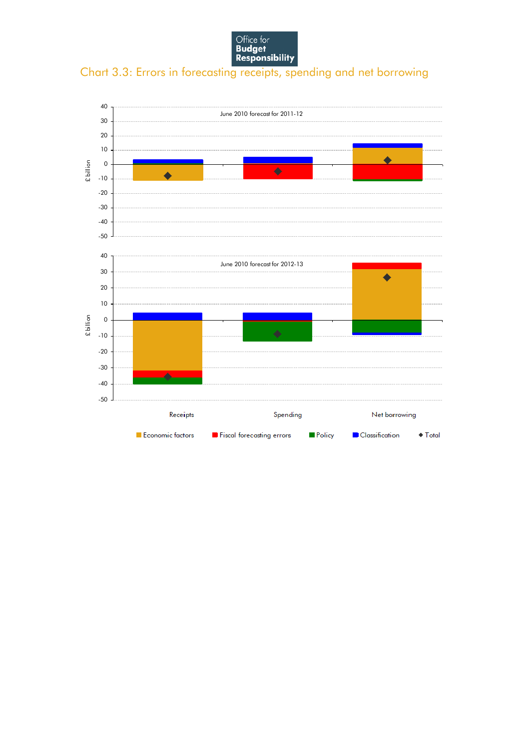Office for Budget Responsibility

## Chart 3.3: Errors in forecasting receipts, spending and net borrowing

June 2010 forecast for 2011-12

£ billion

40
30
20
10
0
-10
-20
-30
-40
-50

June 2010 forecast for 2012-13

£ billion

40
30
20
10
0
-10
-20
-30
-40
-50

Receipts

Spending

Net borrowing

Economic factors

Fiscal forecasting errors

Policy

Classification

Total